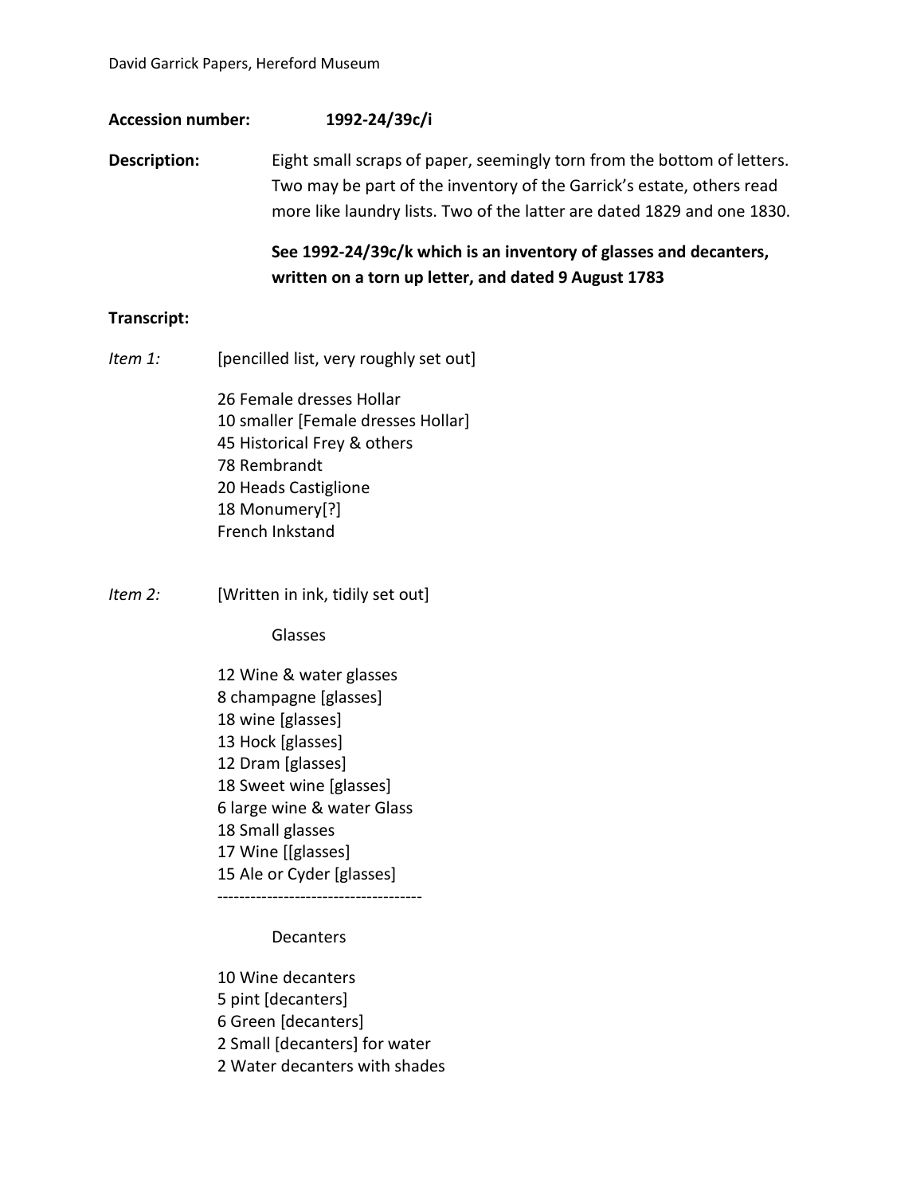David Garrick Papers, Hereford Museum

**Accession number:** **1992-24/39c/i**

**Description:** Eight small scraps of paper, seemingly torn from the bottom of letters. Two may be part of the inventory of the Garrick's estate, others read more like laundry lists. Two of the latter are dated 1829 and one 1830.

**See 1992-24/39c/k which is an inventory of glasses and decanters, written on a torn up letter, and dated 9 August 1783**

**Transcript:**

*Item 1:* [pencilled list, very roughly set out]

26 Female dresses Hollar
10 smaller [Female dresses Hollar]
45 Historical Frey & others
78 Rembrandt
20 Heads Castiglione
18 Monumery[?]
French Inkstand

*Item 2:* [Written in ink, tidily set out]

Glasses

12 Wine & water glasses
8 champagne [glasses]
18 wine [glasses]
13 Hock [glasses]
12 Dram [glasses]
18 Sweet wine [glasses]
6 large wine & water Glass
18 Small glasses
17 Wine [[glasses]
15 Ale or Cyder [glasses]

-------------------------------------

Decanters

10 Wine decanters
5 pint [decanters]
6 Green [decanters]
2 Small [decanters] for water
2 Water decanters with shades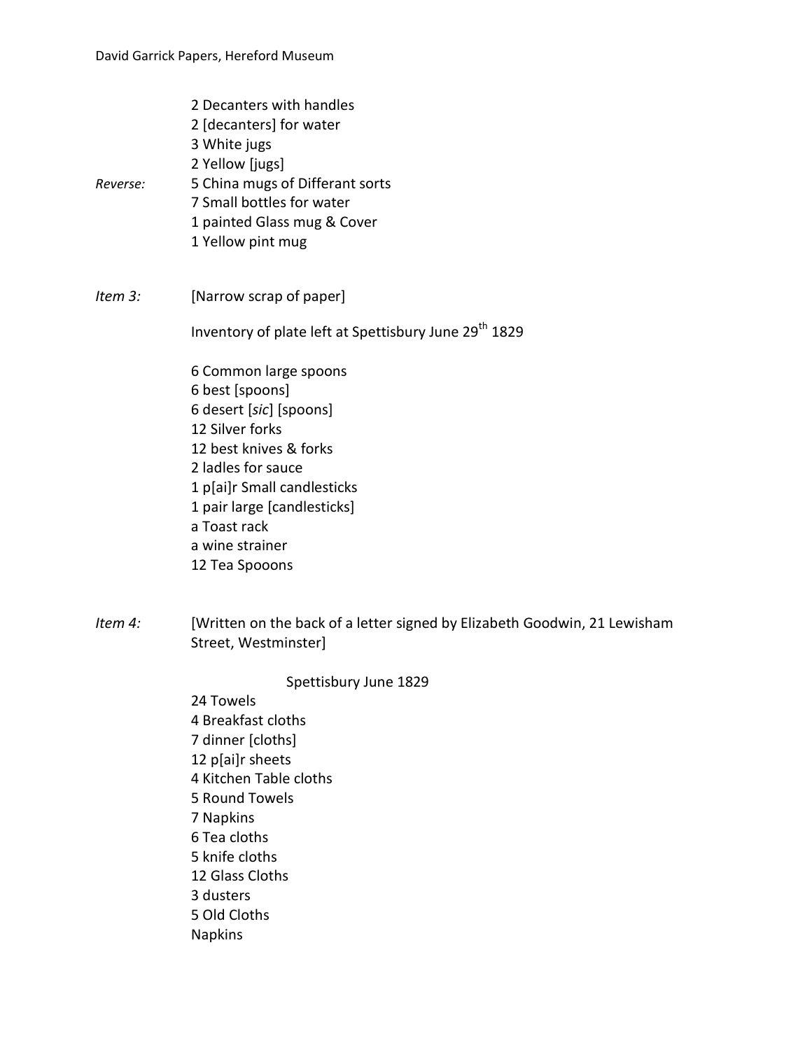2 Decanters with handles
2 [decanters] for water
3 White jugs
2 Yellow [jugs]

*Reverse:* 5 China mugs of Differant sorts
7 Small bottles for water
1 painted Glass mug & Cover
1 Yellow pint mug

*Item 3:* [Narrow scrap of paper]

Inventory of plate left at Spettisbury June 29th 1829

6 Common large spoons
6 best [spoons]
6 desert [*sic*] [spoons]
12 Silver forks
12 best knives & forks
2 ladles for sauce
1 p[ai]r Small candlesticks
1 pair large [candlesticks]
a Toast rack
a wine strainer
12 Tea Spooons

*Item 4:* [Written on the back of a letter signed by Elizabeth Goodwin, 21 Lewisham Street, Westminster]

Spettisbury June 1829

24 Towels
4 Breakfast cloths
7 dinner [cloths]
12 p[ai]r sheets
4 Kitchen Table cloths
5 Round Towels
7 Napkins
6 Tea cloths
5 knife cloths
12 Glass Cloths
3 dusters
5 Old Cloths
Napkins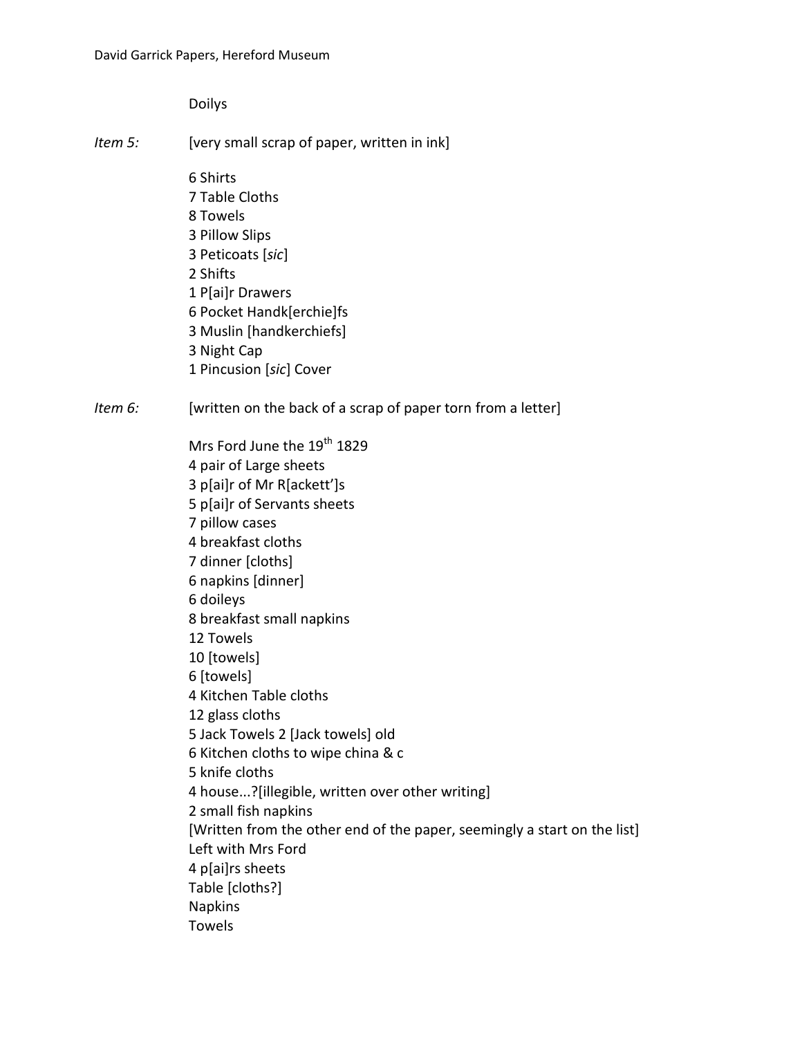Doilys

*Item 5:* [very small scrap of paper, written in ink]

6 Shirts
7 Table Cloths
8 Towels
3 Pillow Slips
3 Peticoats [*sic*]
2 Shifts
1 P[ai]r Drawers
6 Pocket Handk[erchie]fs
3 Muslin [handkerchiefs]
3 Night Cap
1 Pincusion [*sic*] Cover

*Item 6:* [written on the back of a scrap of paper torn from a letter]

Mrs Ford June the 19th 1829
4 pair of Large sheets
3 p[ai]r of Mr R[ackett']s
5 p[ai]r of Servants sheets
7 pillow cases
4 breakfast cloths
7 dinner [cloths]
6 napkins [dinner]
6 doileys
8 breakfast small napkins
12 Towels
10 [towels]
6 [towels]
4 Kitchen Table cloths
12 glass cloths
5 Jack Towels 2 [Jack towels] old
6 Kitchen cloths to wipe china & c
5 knife cloths
4 house...?[illegible, written over other writing]
2 small fish napkins
[Written from the other end of the paper, seemingly a start on the list]
Left with Mrs Ford
4 p[ai]rs sheets
Table [cloths?]
Napkins
Towels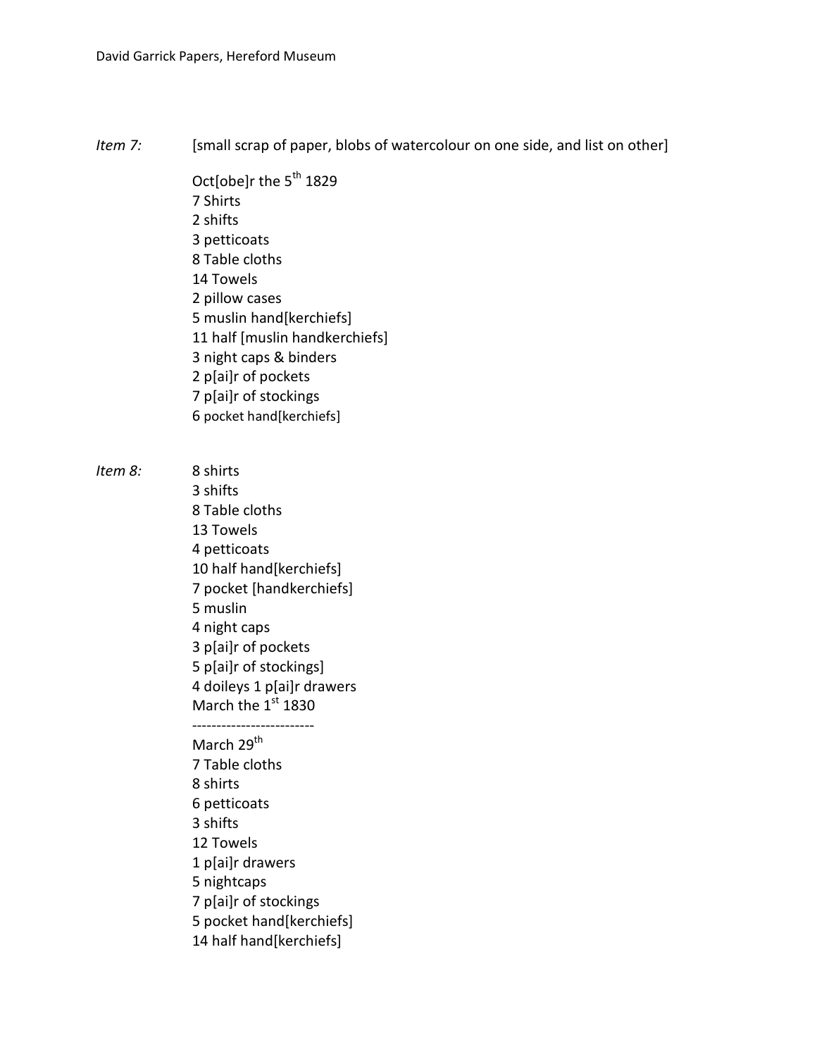*Item 7:* [small scrap of paper, blobs of watercolour on one side, and list on other]

Oct[obe]r the 5th 1829
7 Shirts
2 shifts
3 petticoats
8 Table cloths
14 Towels
2 pillow cases
5 muslin hand[kerchiefs]
11 half [muslin handkerchiefs]
3 night caps & binders
2 p[ai]r of pockets
7 p[ai]r of stockings
6 pocket hand[kerchiefs]

*Item 8:* 8 shirts
3 shifts
8 Table cloths
13 Towels
4 petticoats
10 half hand[kerchiefs]
7 pocket [handkerchiefs]
5 muslin
4 night caps
3 p[ai]r of pockets
5 p[ai]r of stockings]
4 doileys 1 p[ai]r drawers
March the 1st 1830

-------------------------

March 29th
7 Table cloths
8 shirts
6 petticoats
3 shifts
12 Towels
1 p[ai]r drawers
5 nightcaps
7 p[ai]r of stockings
5 pocket hand[kerchiefs]
14 half hand[kerchiefs]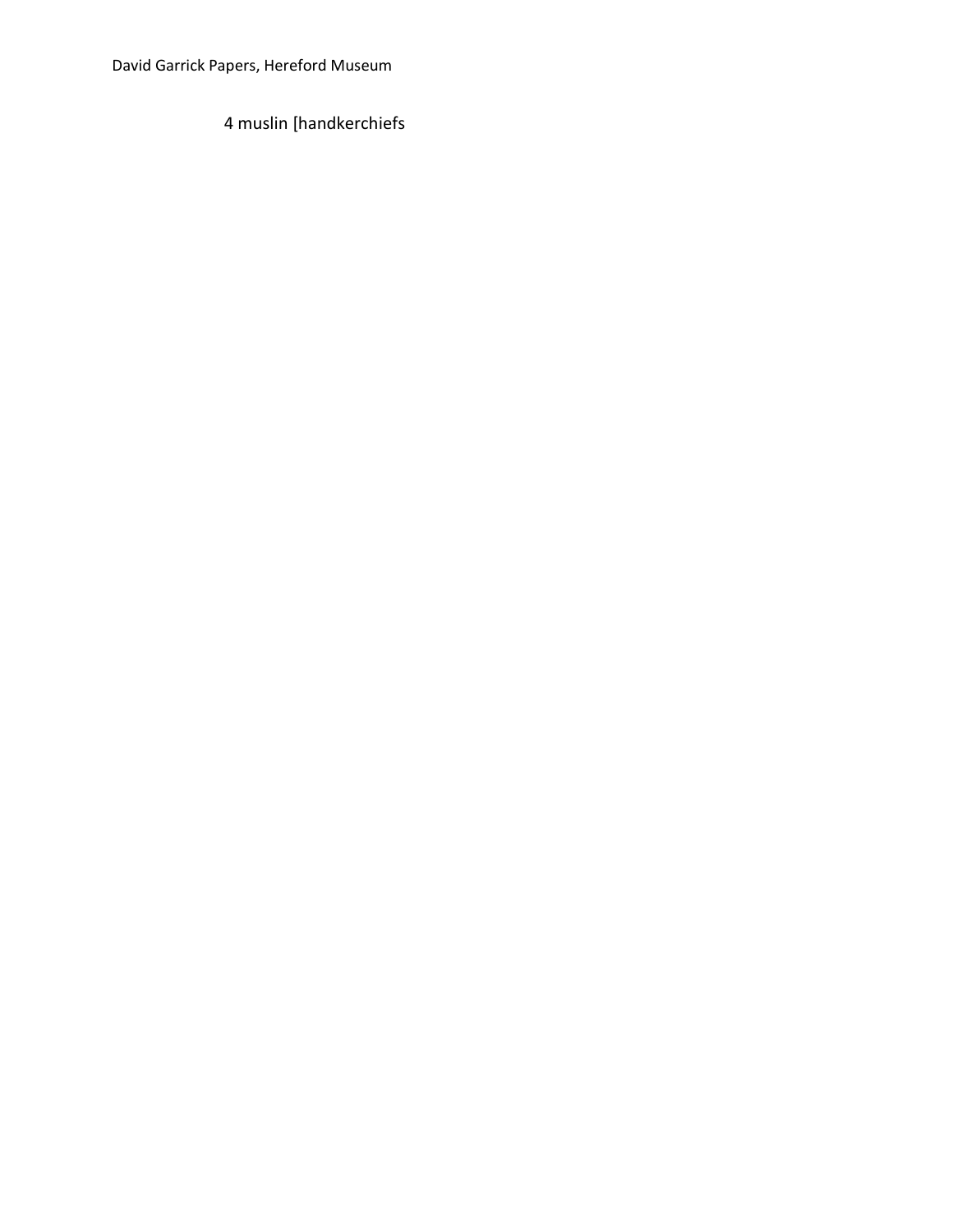4 muslin [handkerchiefs